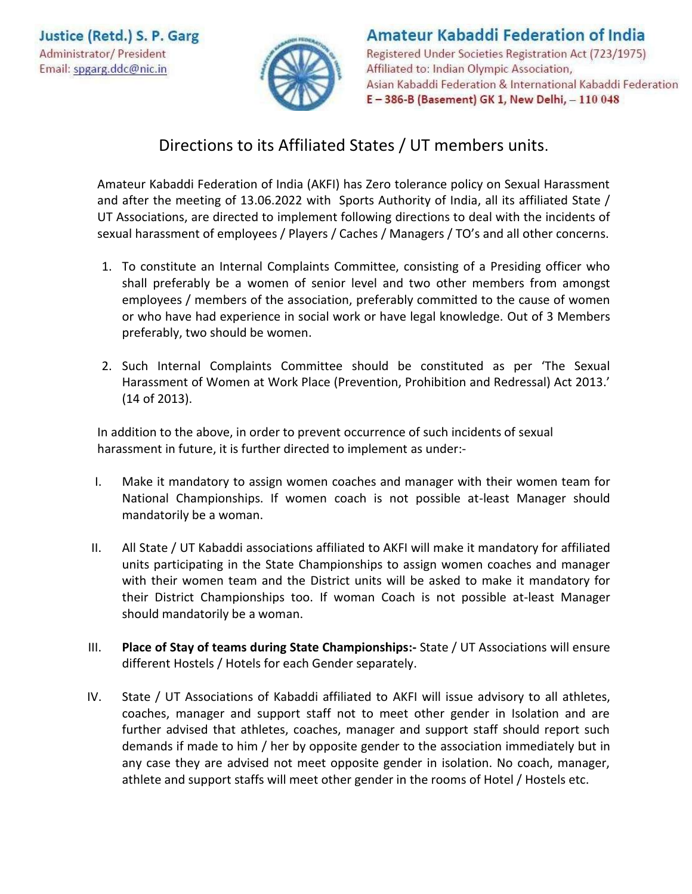Justice (Retd.) S. P. Garg
Administrator/ President
Email: spgarg.ddc@nic.in

**Amateur Kabaddi Federation of India**
Registered Under Societies Registration Act (723/1975)
Affiliated to: Indian Olympic Association,
Asian Kabaddi Federation & International Kabaddi Federation
E – 386-B (Basement) GK 1, New Delhi, – 110 048

# Directions to its Affiliated States / UT members units.

Amateur Kabaddi Federation of India (AKFI) has Zero tolerance policy on Sexual Harassment and after the meeting of 13.06.2022 with Sports Authority of India, all its affiliated State / UT Associations, are directed to implement following directions to deal with the incidents of sexual harassment of employees / Players / Caches / Managers / TO's and all other concerns.

1. To constitute an Internal Complaints Committee, consisting of a Presiding officer who shall preferably be a women of senior level and two other members from amongst employees / members of the association, preferably committed to the cause of women or who have had experience in social work or have legal knowledge. Out of 3 Members preferably, two should be women.

2. Such Internal Complaints Committee should be constituted as per 'The Sexual Harassment of Women at Work Place (Prevention, Prohibition and Redressal) Act 2013.' (14 of 2013).

In addition to the above, in order to prevent occurrence of such incidents of sexual harassment in future, it is further directed to implement as under:-

I. Make it mandatory to assign women coaches and manager with their women team for National Championships. If women coach is not possible at-least Manager should mandatorily be a woman.

II. All State / UT Kabaddi associations affiliated to AKFI will make it mandatory for affiliated units participating in the State Championships to assign women coaches and manager with their women team and the District units will be asked to make it mandatory for their District Championships too. If woman Coach is not possible at-least Manager should mandatorily be a woman.

III. **Place of Stay of teams during State Championships:-** State / UT Associations will ensure different Hostels / Hotels for each Gender separately.

IV. State / UT Associations of Kabaddi affiliated to AKFI will issue advisory to all athletes, coaches, manager and support staff not to meet other gender in Isolation and are further advised that athletes, coaches, manager and support staff should report such demands if made to him / her by opposite gender to the association immediately but in any case they are advised not meet opposite gender in isolation. No coach, manager, athlete and support staffs will meet other gender in the rooms of Hotel / Hostels etc.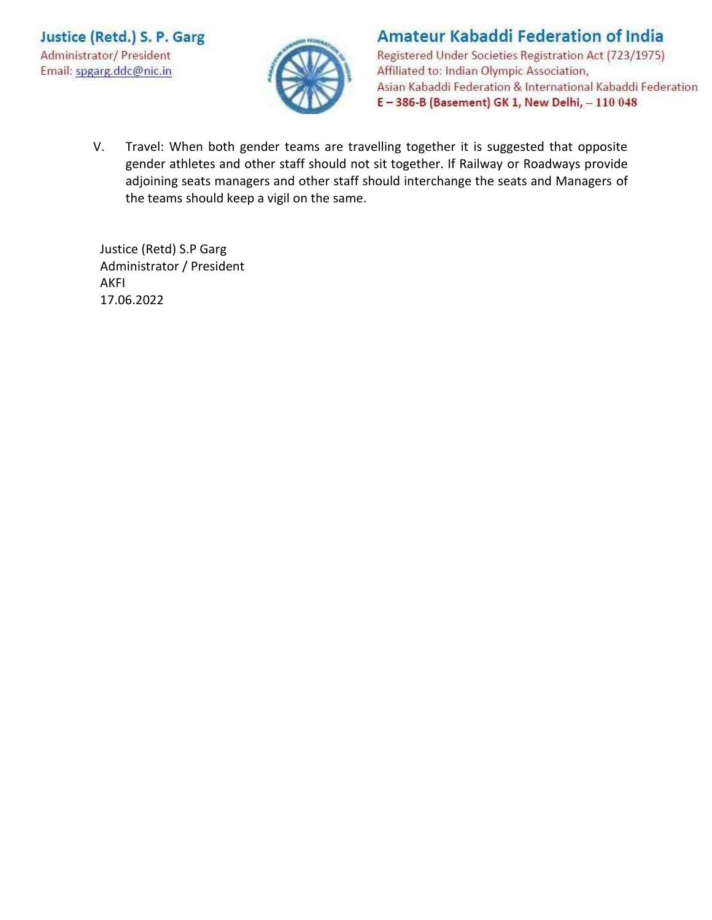**Justice (Retd.) S. P. Garg**
Administrator/ President
Email: spgarg.ddc@nic.in

**Amateur Kabaddi Federation of India**
Registered Under Societies Registration Act (723/1975)
Affiliated to: Indian Olympic Association,
Asian Kabaddi Federation & International Kabaddi Federation
**E – 386-B (Basement) GK 1, New Delhi, – 110 048**

V. Travel: When both gender teams are travelling together it is suggested that opposite gender athletes and other staff should not sit together. If Railway or Roadways provide adjoining seats managers and other staff should interchange the seats and Managers of the teams should keep a vigil on the same.

Justice (Retd) S.P Garg
Administrator / President
AKFI
17.06.2022